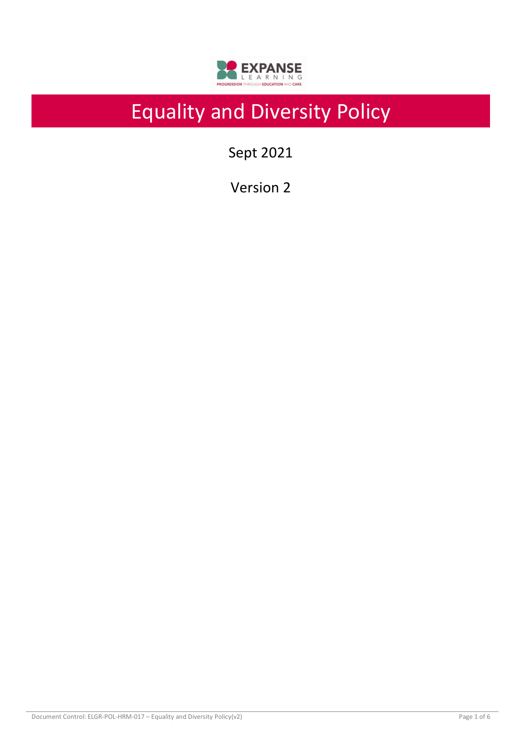# Equality and Diversity Policy

Sept 2021

Version 2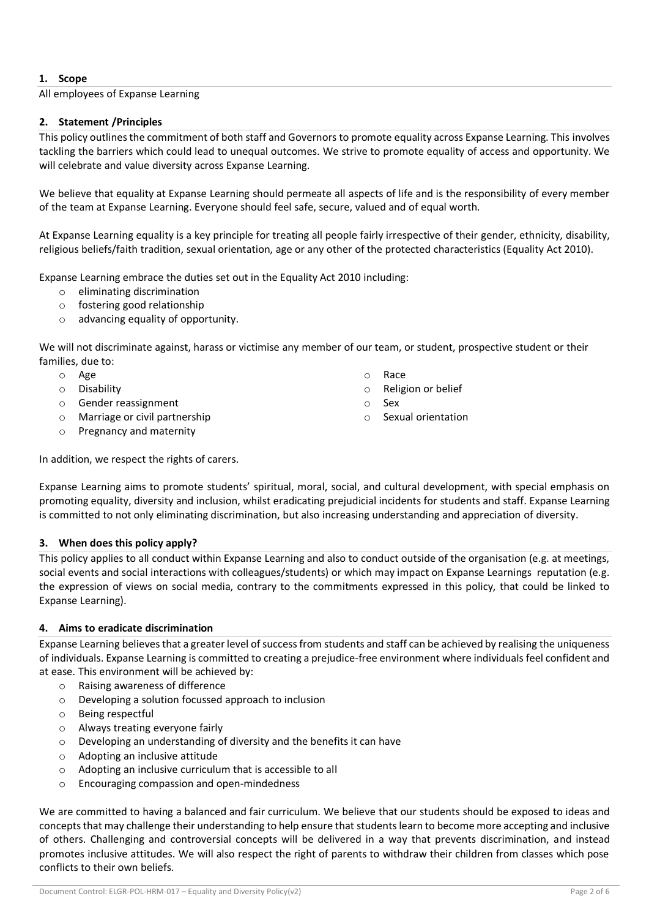## 1. Scope

All employees of Expanse Learning

## 2. Statement /Principles

This policy outlines the commitment of both staff and Governors to promote equality across Expanse Learning. This involves tackling the barriers which could lead to unequal outcomes. We strive to promote equality of access and opportunity. We will celebrate and value diversity across Expanse Learning.

We believe that equality at Expanse Learning should permeate all aspects of life and is the responsibility of every member of the team at Expanse Learning. Everyone should feel safe, secure, valued and of equal worth.

At Expanse Learning equality is a key principle for treating all people fairly irrespective of their gender, ethnicity, disability, religious beliefs/faith tradition, sexual orientation, age or any other of the protected characteristics (Equality Act 2010).

Expanse Learning embrace the duties set out in the Equality Act 2010 including:

- eliminating discrimination
- fostering good relationship
- advancing equality of opportunity.

We will not discriminate against, harass or victimise any member of our team, or student, prospective student or their families, due to:

- Age
- Disability
- Gender reassignment
- Marriage or civil partnership
- Pregnancy and maternity
- Race
- Religion or belief
- Sex
- Sexual orientation

In addition, we respect the rights of carers.

Expanse Learning aims to promote students' spiritual, moral, social, and cultural development, with special emphasis on promoting equality, diversity and inclusion, whilst eradicating prejudicial incidents for students and staff. Expanse Learning is committed to not only eliminating discrimination, but also increasing understanding and appreciation of diversity.

## 3. When does this policy apply?

This policy applies to all conduct within Expanse Learning and also to conduct outside of the organisation (e.g. at meetings, social events and social interactions with colleagues/students) or which may impact on Expanse Learnings reputation (e.g. the expression of views on social media, contrary to the commitments expressed in this policy, that could be linked to Expanse Learning).

## 4. Aims to eradicate discrimination

Expanse Learning believes that a greater level of success from students and staff can be achieved by realising the uniqueness of individuals. Expanse Learning is committed to creating a prejudice-free environment where individuals feel confident and at ease. This environment will be achieved by:

- Raising awareness of difference
- Developing a solution focussed approach to inclusion
- Being respectful
- Always treating everyone fairly
- Developing an understanding of diversity and the benefits it can have
- Adopting an inclusive attitude
- Adopting an inclusive curriculum that is accessible to all
- Encouraging compassion and open-mindedness

We are committed to having a balanced and fair curriculum. We believe that our students should be exposed to ideas and concepts that may challenge their understanding to help ensure that students learn to become more accepting and inclusive of others. Challenging and controversial concepts will be delivered in a way that prevents discrimination, and instead promotes inclusive attitudes. We will also respect the right of parents to withdraw their children from classes which pose conflicts to their own beliefs.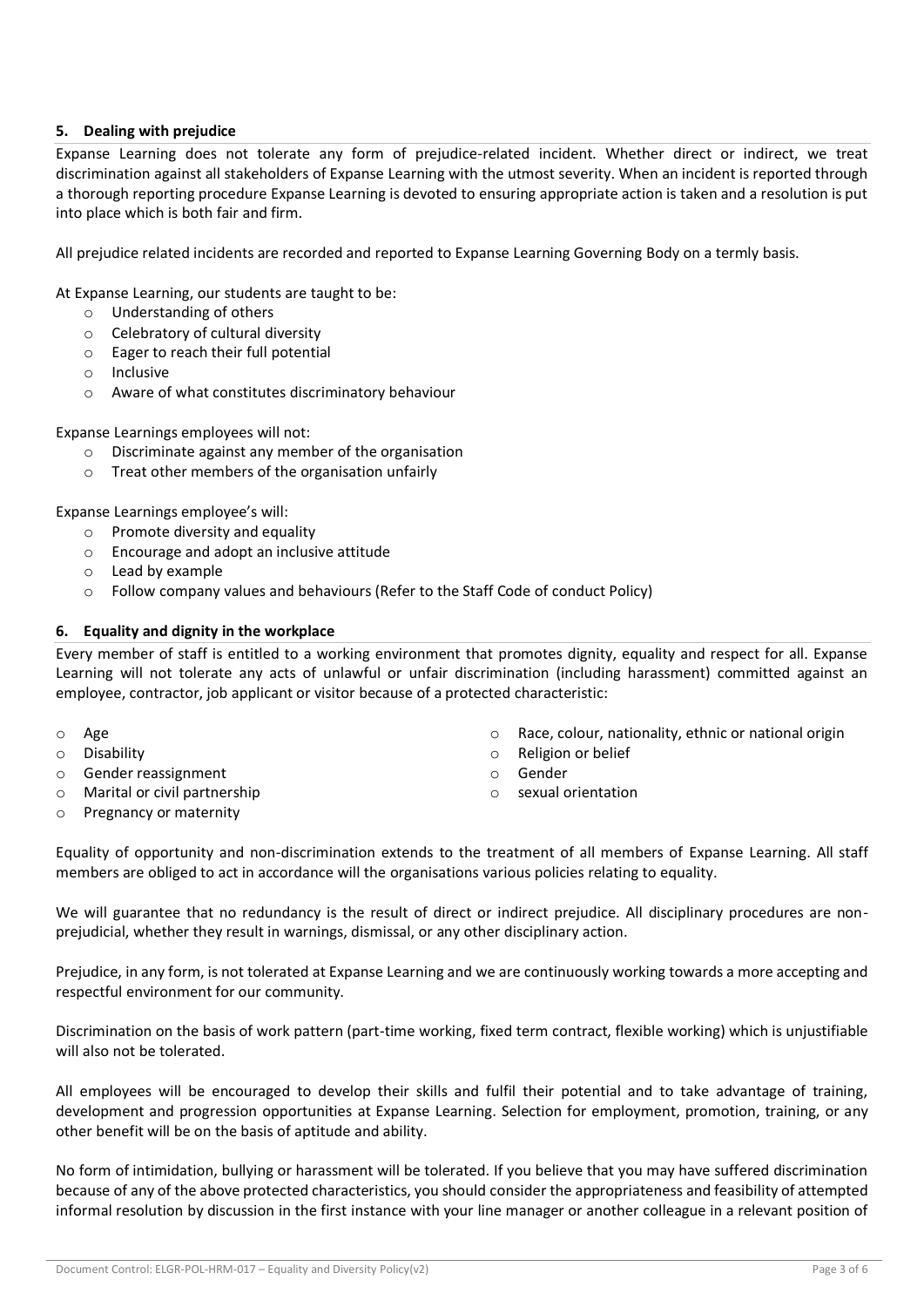## 5. Dealing with prejudice

Expanse Learning does not tolerate any form of prejudice-related incident. Whether direct or indirect, we treat discrimination against all stakeholders of Expanse Learning with the utmost severity. When an incident is reported through a thorough reporting procedure Expanse Learning is devoted to ensuring appropriate action is taken and a resolution is put into place which is both fair and firm.

All prejudice related incidents are recorded and reported to Expanse Learning Governing Body on a termly basis.

At Expanse Learning, our students are taught to be:

- Understanding of others
- Celebratory of cultural diversity
- Eager to reach their full potential
- Inclusive
- Aware of what constitutes discriminatory behaviour

Expanse Learnings employees will not:

- Discriminate against any member of the organisation
- Treat other members of the organisation unfairly

Expanse Learnings employee's will:

- Promote diversity and equality
- Encourage and adopt an inclusive attitude
- Lead by example
- Follow company values and behaviours (Refer to the Staff Code of conduct Policy)

## 6. Equality and dignity in the workplace

Every member of staff is entitled to a working environment that promotes dignity, equality and respect for all. Expanse Learning will not tolerate any acts of unlawful or unfair discrimination (including harassment) committed against an employee, contractor, job applicant or visitor because of a protected characteristic:

- Age
- Disability
- Gender reassignment
- Marital or civil partnership
- Pregnancy or maternity
- Race, colour, nationality, ethnic or national origin
- Religion or belief
- Gender
- sexual orientation

Equality of opportunity and non-discrimination extends to the treatment of all members of Expanse Learning. All staff members are obliged to act in accordance will the organisations various policies relating to equality.

We will guarantee that no redundancy is the result of direct or indirect prejudice. All disciplinary procedures are non-prejudicial, whether they result in warnings, dismissal, or any other disciplinary action.

Prejudice, in any form, is not tolerated at Expanse Learning and we are continuously working towards a more accepting and respectful environment for our community.

Discrimination on the basis of work pattern (part-time working, fixed term contract, flexible working) which is unjustifiable will also not be tolerated.

All employees will be encouraged to develop their skills and fulfil their potential and to take advantage of training, development and progression opportunities at Expanse Learning. Selection for employment, promotion, training, or any other benefit will be on the basis of aptitude and ability.

No form of intimidation, bullying or harassment will be tolerated. If you believe that you may have suffered discrimination because of any of the above protected characteristics, you should consider the appropriateness and feasibility of attempted informal resolution by discussion in the first instance with your line manager or another colleague in a relevant position of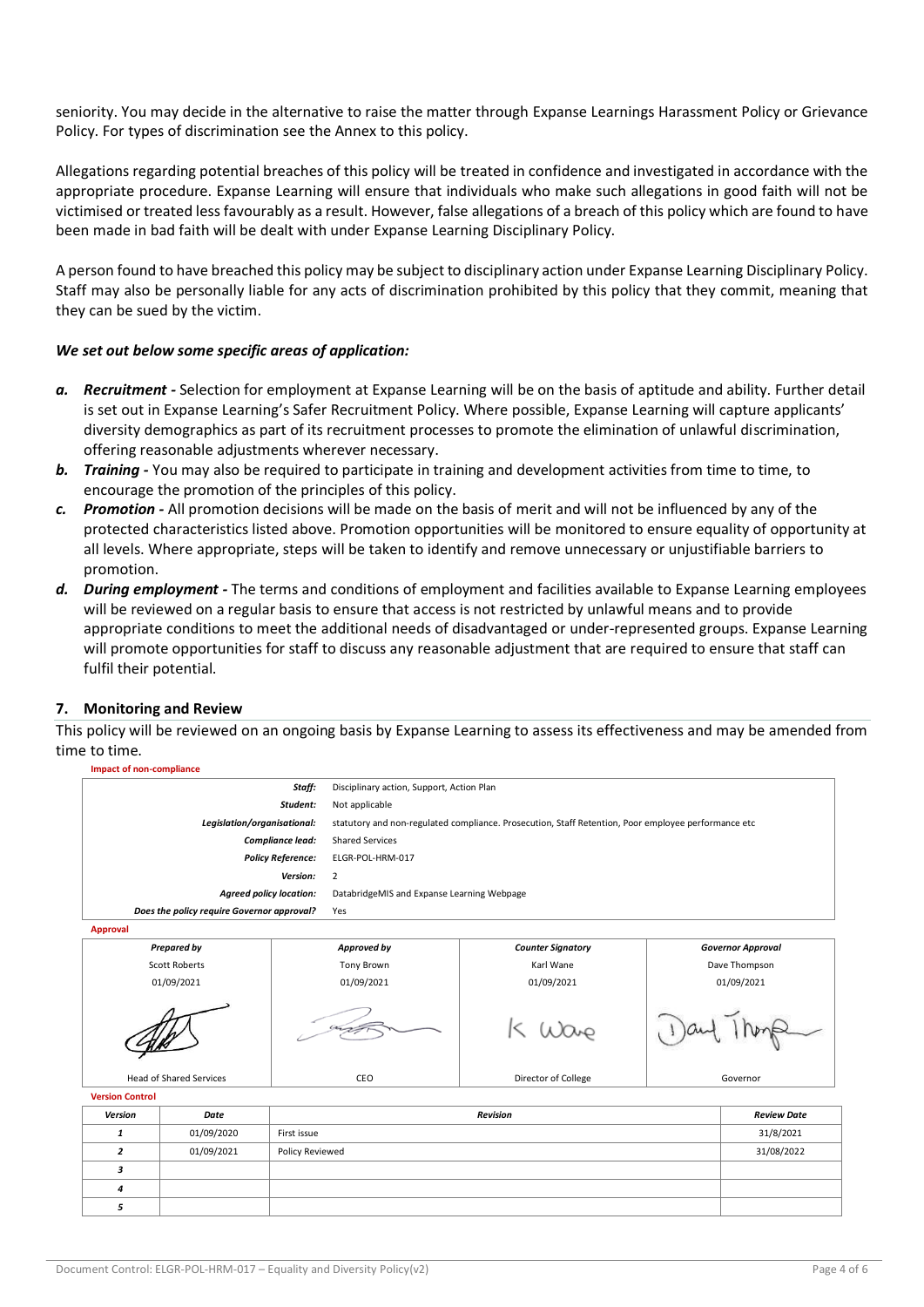seniority. You may decide in the alternative to raise the matter through Expanse Learnings Harassment Policy or Grievance Policy. For types of discrimination see the Annex to this policy.

Allegations regarding potential breaches of this policy will be treated in confidence and investigated in accordance with the appropriate procedure. Expanse Learning will ensure that individuals who make such allegations in good faith will not be victimised or treated less favourably as a result. However, false allegations of a breach of this policy which are found to have been made in bad faith will be dealt with under Expanse Learning Disciplinary Policy.

A person found to have breached this policy may be subject to disciplinary action under Expanse Learning Disciplinary Policy. Staff may also be personally liable for any acts of discrimination prohibited by this policy that they commit, meaning that they can be sued by the victim.

***We set out below some specific areas of application:***

- ***a. Recruitment -*** Selection for employment at Expanse Learning will be on the basis of aptitude and ability. Further detail is set out in Expanse Learning's Safer Recruitment Policy. Where possible, Expanse Learning will capture applicants' diversity demographics as part of its recruitment processes to promote the elimination of unlawful discrimination, offering reasonable adjustments wherever necessary.
- ***b. Training -*** You may also be required to participate in training and development activities from time to time, to encourage the promotion of the principles of this policy.
- ***c. Promotion -*** All promotion decisions will be made on the basis of merit and will not be influenced by any of the protected characteristics listed above. Promotion opportunities will be monitored to ensure equality of opportunity at all levels. Where appropriate, steps will be taken to identify and remove unnecessary or unjustifiable barriers to promotion.
- ***d. During employment -*** The terms and conditions of employment and facilities available to Expanse Learning employees will be reviewed on a regular basis to ensure that access is not restricted by unlawful means and to provide appropriate conditions to meet the additional needs of disadvantaged or under-represented groups. Expanse Learning will promote opportunities for staff to discuss any reasonable adjustment that are required to ensure that staff can fulfil their potential.

## 7. Monitoring and Review

This policy will be reviewed on an ongoing basis by Expanse Learning to assess its effectiveness and may be amended from time to time.

**Impact of non-compliance**

| | |
|---|---|
| ***Staff:*** | Disciplinary action, Support, Action Plan |
| ***Student:*** | Not applicable |
| ***Legislation/organisational:*** | statutory and non-regulated compliance. Prosecution, Staff Retention, Poor employee performance etc |
| ***Compliance lead:*** | Shared Services |
| ***Policy Reference:*** | ELGR-POL-HRM-017 |
| ***Version:*** | 2 |
| ***Agreed policy location:*** | DatabridgeMIS and Expanse Learning Webpage |
| ***Does the policy require Governor approval?*** | Yes |

**Approval**

| *Prepared by* | *Approved by* | *Counter Signatory* | *Governor Approval* |
|---|---|---|---|
| Scott Roberts | Tony Brown | Karl Wane | Dave Thompson |
| 01/09/2021 | 01/09/2021 | 01/09/2021 | 01/09/2021 |
| [signature] | [signature] | K Wane | Dave Thompson |
| Head of Shared Services | CEO | Director of College | Governor |

**Version Control**

| *Version* | *Date* | *Revision* | *Review Date* |
|---|---|---|---|
| *1* | 01/09/2020 | First issue | 31/8/2021 |
| *2* | 01/09/2021 | Policy Reviewed | 31/08/2022 |
| *3* | | | |
| *4* | | | |
| *5* | | | |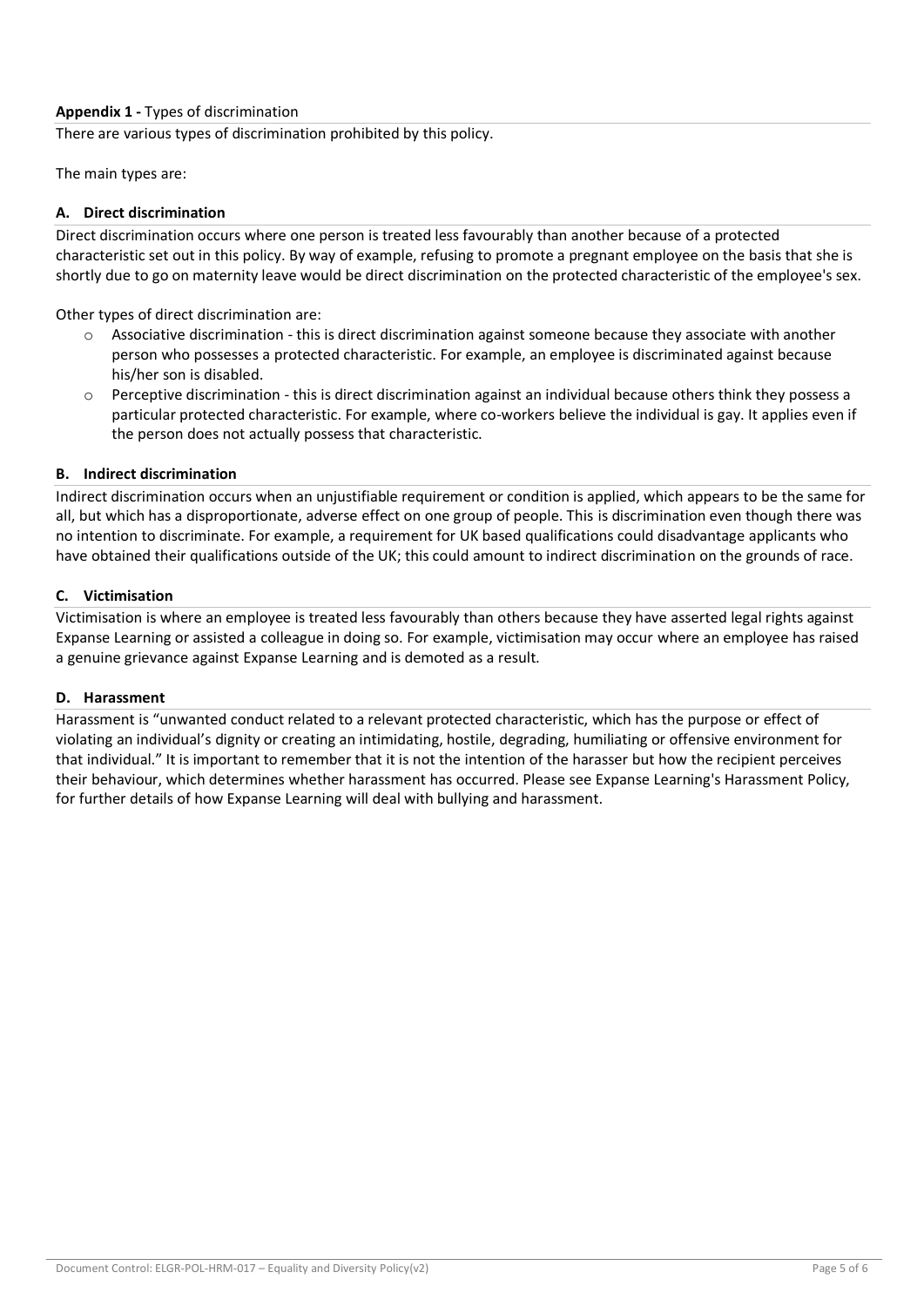**Appendix 1 -** Types of discrimination

There are various types of discrimination prohibited by this policy.

The main types are:

### A. Direct discrimination

Direct discrimination occurs where one person is treated less favourably than another because of a protected characteristic set out in this policy. By way of example, refusing to promote a pregnant employee on the basis that she is shortly due to go on maternity leave would be direct discrimination on the protected characteristic of the employee's sex.

Other types of direct discrimination are:

- Associative discrimination - this is direct discrimination against someone because they associate with another person who possesses a protected characteristic. For example, an employee is discriminated against because his/her son is disabled.
- Perceptive discrimination - this is direct discrimination against an individual because others think they possess a particular protected characteristic. For example, where co-workers believe the individual is gay. It applies even if the person does not actually possess that characteristic.

### B. Indirect discrimination

Indirect discrimination occurs when an unjustifiable requirement or condition is applied, which appears to be the same for all, but which has a disproportionate, adverse effect on one group of people. This is discrimination even though there was no intention to discriminate. For example, a requirement for UK based qualifications could disadvantage applicants who have obtained their qualifications outside of the UK; this could amount to indirect discrimination on the grounds of race.

### C. Victimisation

Victimisation is where an employee is treated less favourably than others because they have asserted legal rights against Expanse Learning or assisted a colleague in doing so. For example, victimisation may occur where an employee has raised a genuine grievance against Expanse Learning and is demoted as a result.

### D. Harassment

Harassment is "unwanted conduct related to a relevant protected characteristic, which has the purpose or effect of violating an individual's dignity or creating an intimidating, hostile, degrading, humiliating or offensive environment for that individual." It is important to remember that it is not the intention of the harasser but how the recipient perceives their behaviour, which determines whether harassment has occurred. Please see Expanse Learning's Harassment Policy, for further details of how Expanse Learning will deal with bullying and harassment.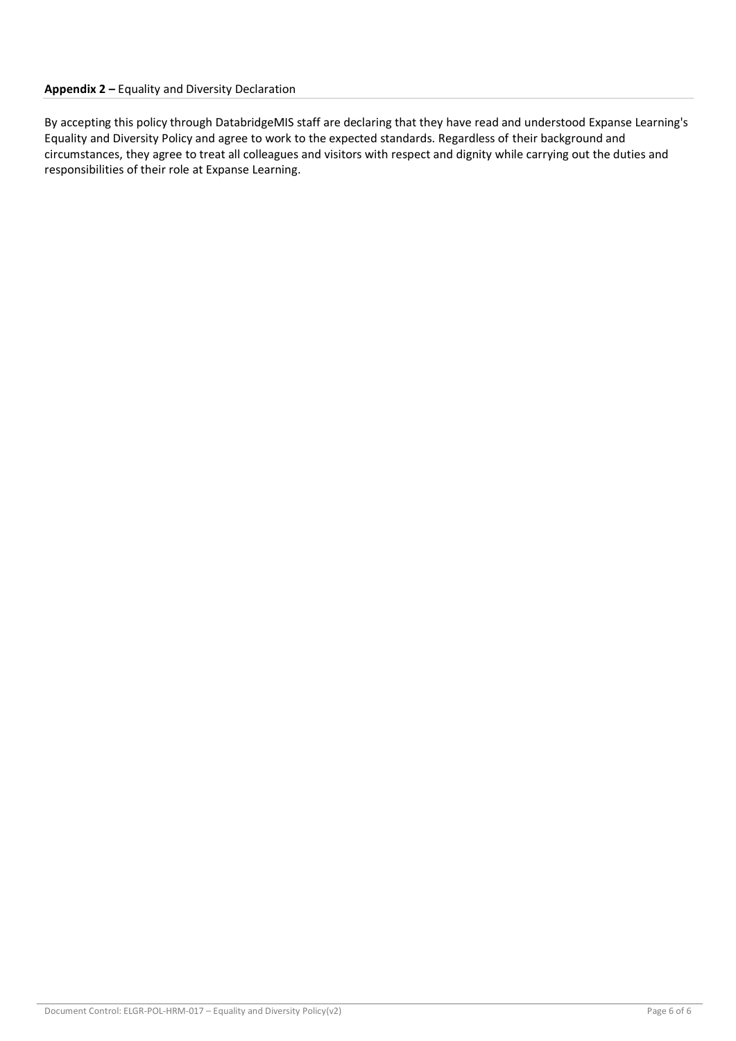**Appendix 2 –** Equality and Diversity Declaration

By accepting this policy through DatabridgeMIS staff are declaring that they have read and understood Expanse Learning's Equality and Diversity Policy and agree to work to the expected standards. Regardless of their background and circumstances, they agree to treat all colleagues and visitors with respect and dignity while carrying out the duties and responsibilities of their role at Expanse Learning.